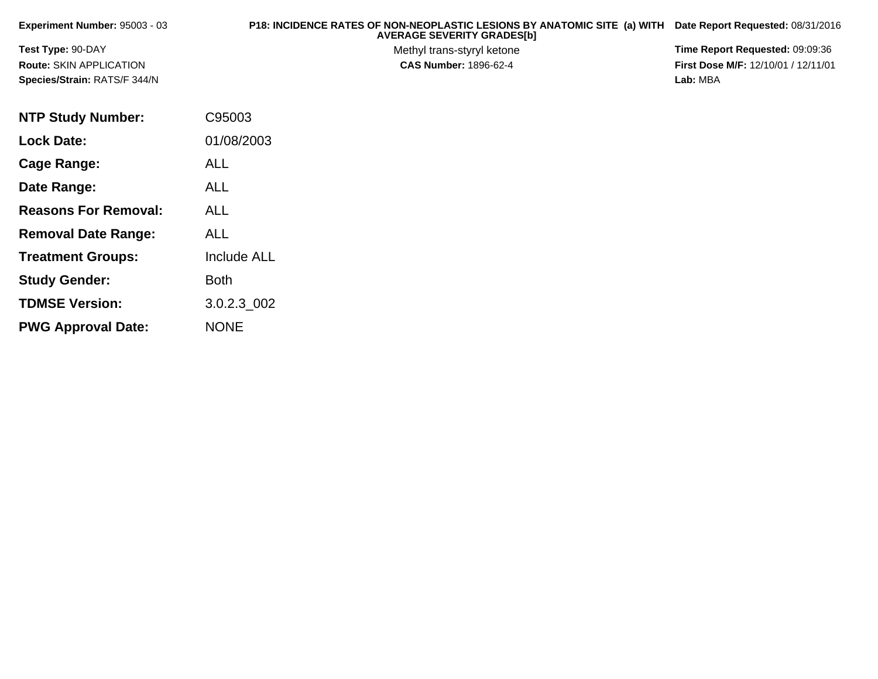**Experiment Number:** 95003 - 03

**Test Type:** 90-DAY

**Route:** SKIN APPLICATION

**Species/Strain:** RATS/F 344/N

**P18: INCIDENCE RATES OF NON-NEOPLASTIC LESIONS BY ANATOMIC SITE (a) WITH AVERAGE SEVERITY GRADES[b]**

Methyl trans-styryl ketone

**CAS Number:** 1896-62-4

**Date Report Requested:** 08/31/2016

**Time Report Requested:** 09:09:36

**First Dose M/F:** 12/10/01 / 12/11/01

**Lab:** MBA

| | |
|---|---|
| **NTP Study Number:** | C95003 |
| **Lock Date:** | 01/08/2003 |
| **Cage Range:** | ALL |
| **Date Range:** | ALL |
| **Reasons For Removal:** | ALL |
| **Removal Date Range:** | ALL |
| **Treatment Groups:** | Include ALL |
| **Study Gender:** | Both |
| **TDMSE Version:** | 3.0.2.3_002 |
| **PWG Approval Date:** | NONE |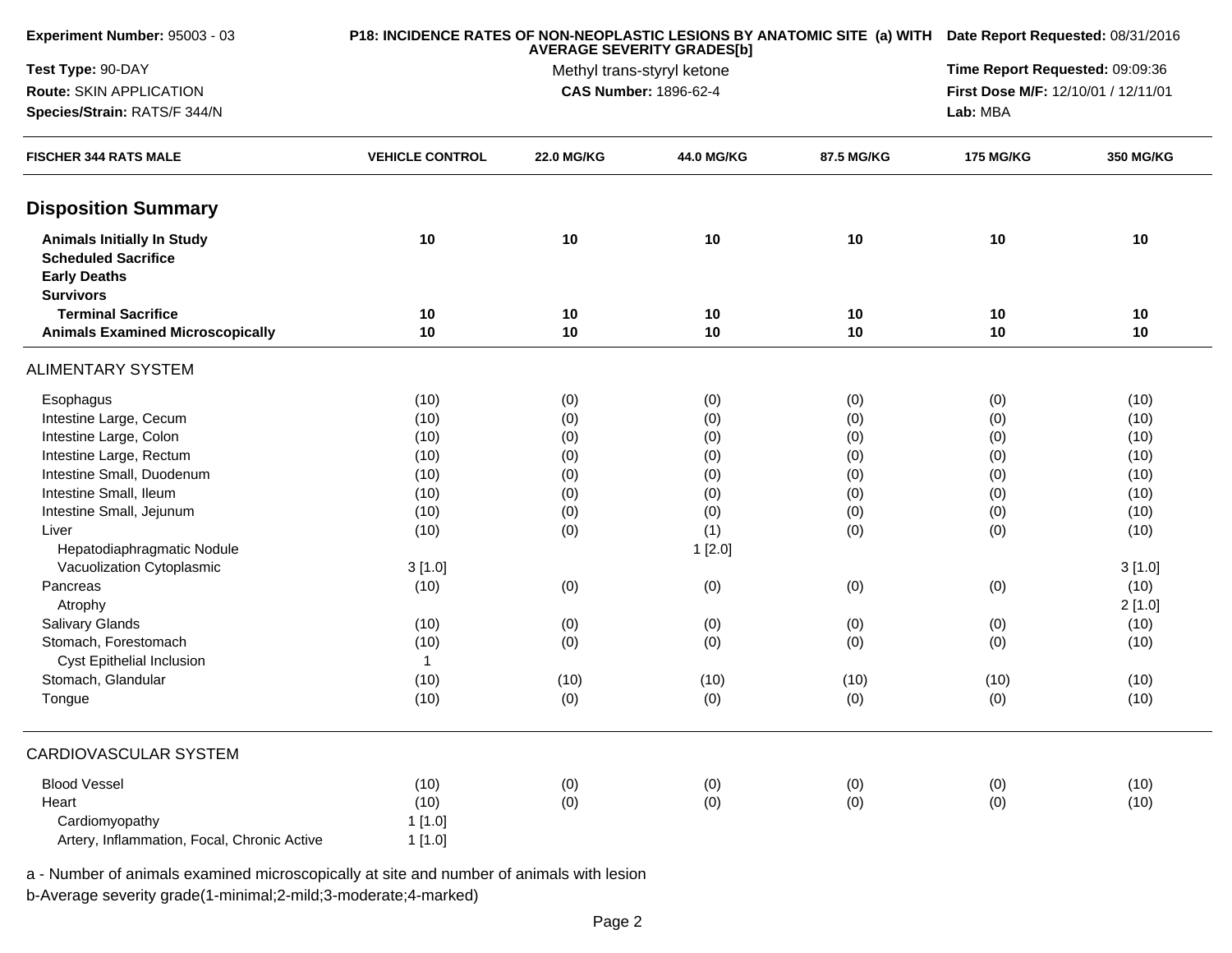**Experiment Number:** 95003 - 03
**Test Type:** 90-DAY
**Route:** SKIN APPLICATION
**Species/Strain:** RATS/F 344/N

**P18: INCIDENCE RATES OF NON-NEOPLASTIC LESIONS BY ANATOMIC SITE (a) WITH AVERAGE SEVERITY GRADES[b]**
Methyl trans-styryl ketone
**CAS Number:** 1896-62-4

**Date Report Requested:** 08/31/2016
**Time Report Requested:** 09:09:36
**First Dose M/F:** 12/10/01 / 12/11/01
**Lab:** MBA

| FISCHER 344 RATS MALE | VEHICLE CONTROL | 22.0 MG/KG | 44.0 MG/KG | 87.5 MG/KG | 175 MG/KG | 350 MG/KG |
|---|---|---|---|---|---|---|
| **Disposition Summary** | | | | | | |
| **Animals Initially In Study** | **10** | **10** | **10** | **10** | **10** | **10** |
| **Scheduled Sacrifice** | | | | | | |
| **Early Deaths** | | | | | | |
| **Survivors** | | | | | | |
| **Terminal Sacrifice** | **10** | **10** | **10** | **10** | **10** | **10** |
| **Animals Examined Microscopically** | **10** | **10** | **10** | **10** | **10** | **10** |
| ALIMENTARY SYSTEM | | | | | | |
| Esophagus | (10) | (0) | (0) | (0) | (0) | (10) |
| Intestine Large, Cecum | (10) | (0) | (0) | (0) | (0) | (10) |
| Intestine Large, Colon | (10) | (0) | (0) | (0) | (0) | (10) |
| Intestine Large, Rectum | (10) | (0) | (0) | (0) | (0) | (10) |
| Intestine Small, Duodenum | (10) | (0) | (0) | (0) | (0) | (10) |
| Intestine Small, Ileum | (10) | (0) | (0) | (0) | (0) | (10) |
| Intestine Small, Jejunum | (10) | (0) | (0) | (0) | (0) | (10) |
| Liver | (10) | (0) | (1) | (0) | (0) | (10) |
| Hepatodiaphragmatic Nodule | | | 1 [2.0] | | | |
| Vacuolization Cytoplasmic | 3 [1.0] | | | | | 3 [1.0] |
| Pancreas | (10) | (0) | (0) | (0) | (0) | (10) |
| Atrophy | | | | | | 2 [1.0] |
| Salivary Glands | (10) | (0) | (0) | (0) | (0) | (10) |
| Stomach, Forestomach | (10) | (0) | (0) | (0) | (0) | (10) |
| Cyst Epithelial Inclusion | 1 | | | | | |
| Stomach, Glandular | (10) | (10) | (10) | (10) | (10) | (10) |
| Tongue | (10) | (0) | (0) | (0) | (0) | (10) |
| CARDIOVASCULAR SYSTEM | | | | | | |
| Blood Vessel | (10) | (0) | (0) | (0) | (0) | (10) |
| Heart | (10) | (0) | (0) | (0) | (0) | (10) |
| Cardiomyopathy | 1 [1.0] | | | | | |
| Artery, Inflammation, Focal, Chronic Active | 1 [1.0] | | | | | |

a - Number of animals examined microscopically at site and number of animals with lesion
b-Average severity grade(1-minimal;2-mild;3-moderate;4-marked)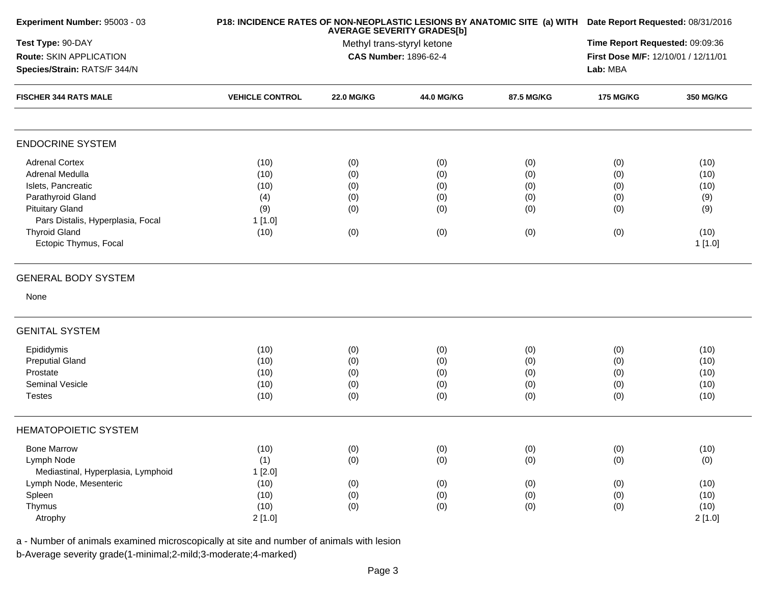**Experiment Number:** 95003 - 03

**Test Type:** 90-DAY

**Route:** SKIN APPLICATION

**Species/Strain:** RATS/F 344/N

**P18: INCIDENCE RATES OF NON-NEOPLASTIC LESIONS BY ANATOMIC SITE (a) WITH AVERAGE SEVERITY GRADES[b]**

Methyl trans-styryl ketone

**CAS Number:** 1896-62-4

**Date Report Requested:** 08/31/2016

**Time Report Requested:** 09:09:36

**First Dose M/F:** 12/10/01 / 12/11/01

**Lab:** MBA

| FISCHER 344 RATS MALE | VEHICLE CONTROL | 22.0 MG/KG | 44.0 MG/KG | 87.5 MG/KG | 175 MG/KG | 350 MG/KG |
|---|---|---|---|---|---|---|
| **ENDOCRINE SYSTEM** | | | | | | |
| Adrenal Cortex | (10) | (0) | (0) | (0) | (0) | (10) |
| Adrenal Medulla | (10) | (0) | (0) | (0) | (0) | (10) |
| Islets, Pancreatic | (10) | (0) | (0) | (0) | (0) | (10) |
| Parathyroid Gland | (4) | (0) | (0) | (0) | (0) | (9) |
| Pituitary Gland | (9) | (0) | (0) | (0) | (0) | (9) |
| Pars Distalis, Hyperplasia, Focal | 1 [1.0] | | | | | |
| Thyroid Gland | (10) | (0) | (0) | (0) | (0) | (10) |
| Ectopic Thymus, Focal | | | | | | 1 [1.0] |
| **GENERAL BODY SYSTEM** | | | | | | |
| None | | | | | | |
| **GENITAL SYSTEM** | | | | | | |
| Epididymis | (10) | (0) | (0) | (0) | (0) | (10) |
| Preputial Gland | (10) | (0) | (0) | (0) | (0) | (10) |
| Prostate | (10) | (0) | (0) | (0) | (0) | (10) |
| Seminal Vesicle | (10) | (0) | (0) | (0) | (0) | (10) |
| Testes | (10) | (0) | (0) | (0) | (0) | (10) |
| **HEMATOPOIETIC SYSTEM** | | | | | | |
| Bone Marrow | (10) | (0) | (0) | (0) | (0) | (10) |
| Lymph Node | (1) | (0) | (0) | (0) | (0) | (0) |
| Mediastinal, Hyperplasia, Lymphoid | 1 [2.0] | | | | | |
| Lymph Node, Mesenteric | (10) | (0) | (0) | (0) | (0) | (10) |
| Spleen | (10) | (0) | (0) | (0) | (0) | (10) |
| Thymus | (10) | (0) | (0) | (0) | (0) | (10) |
| Atrophy | 2 [1.0] | | | | | 2 [1.0] |

a - Number of animals examined microscopically at site and number of animals with lesion

b-Average severity grade(1-minimal;2-mild;3-moderate;4-marked)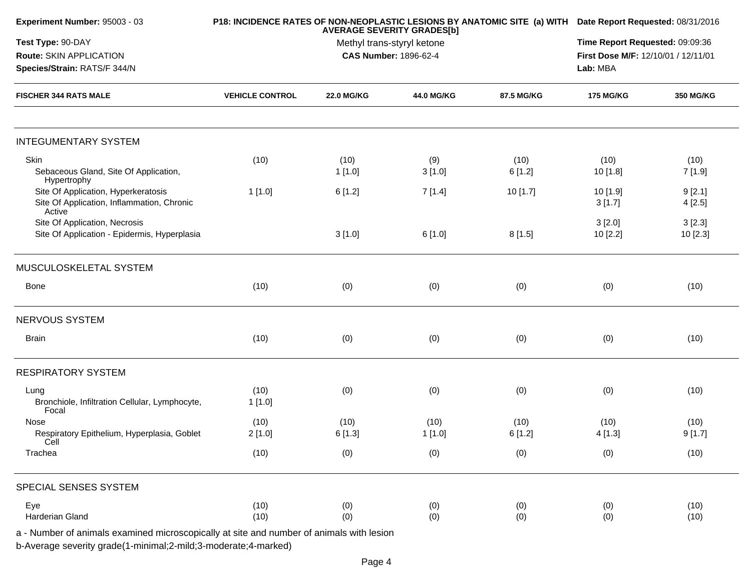**Experiment Number:** 95003 - 03

**Test Type:** 90-DAY

**Route:** SKIN APPLICATION

**Species/Strain:** RATS/F 344/N

**P18: INCIDENCE RATES OF NON-NEOPLASTIC LESIONS BY ANATOMIC SITE (a) WITH AVERAGE SEVERITY GRADES[b]**

Methyl trans-styryl ketone

**CAS Number:** 1896-62-4

**Date Report Requested:** 08/31/2016

**Time Report Requested:** 09:09:36

**First Dose M/F:** 12/10/01 / 12/11/01

**Lab:** MBA

| FISCHER 344 RATS MALE | VEHICLE CONTROL | 22.0 MG/KG | 44.0 MG/KG | 87.5 MG/KG | 175 MG/KG | 350 MG/KG |
|---|---|---|---|---|---|---|
| **INTEGUMENTARY SYSTEM** | | | | | | |
| Skin | (10) | (10) | (9) | (10) | (10) | (10) |
| Sebaceous Gland, Site Of Application, Hypertrophy | | 1 [1.0] | 3 [1.0] | 6 [1.2] | 10 [1.8] | 7 [1.9] |
| Site Of Application, Hyperkeratosis | 1 [1.0] | 6 [1.2] | 7 [1.4] | 10 [1.7] | 10 [1.9] | 9 [2.1] |
| Site Of Application, Inflammation, Chronic Active | | | | | 3 [1.7] | 4 [2.5] |
| Site Of Application, Necrosis | | | | | 3 [2.0] | 3 [2.3] |
| Site Of Application - Epidermis, Hyperplasia | | 3 [1.0] | 6 [1.0] | 8 [1.5] | 10 [2.2] | 10 [2.3] |
| **MUSCULOSKELETAL SYSTEM** | | | | | | |
| Bone | (10) | (0) | (0) | (0) | (0) | (10) |
| **NERVOUS SYSTEM** | | | | | | |
| Brain | (10) | (0) | (0) | (0) | (0) | (10) |
| **RESPIRATORY SYSTEM** | | | | | | |
| Lung | (10) | (0) | (0) | (0) | (0) | (10) |
| Bronchiole, Infiltration Cellular, Lymphocyte, Focal | 1 [1.0] | | | | | |
| Nose | (10) | (10) | (10) | (10) | (10) | (10) |
| Respiratory Epithelium, Hyperplasia, Goblet Cell | 2 [1.0] | 6 [1.3] | 1 [1.0] | 6 [1.2] | 4 [1.3] | 9 [1.7] |
| Trachea | (10) | (0) | (0) | (0) | (0) | (10) |
| **SPECIAL SENSES SYSTEM** | | | | | | |
| Eye | (10) | (0) | (0) | (0) | (0) | (10) |
| Harderian Gland | (10) | (0) | (0) | (0) | (0) | (10) |

a - Number of animals examined microscopically at site and number of animals with lesion

b-Average severity grade(1-minimal;2-mild;3-moderate;4-marked)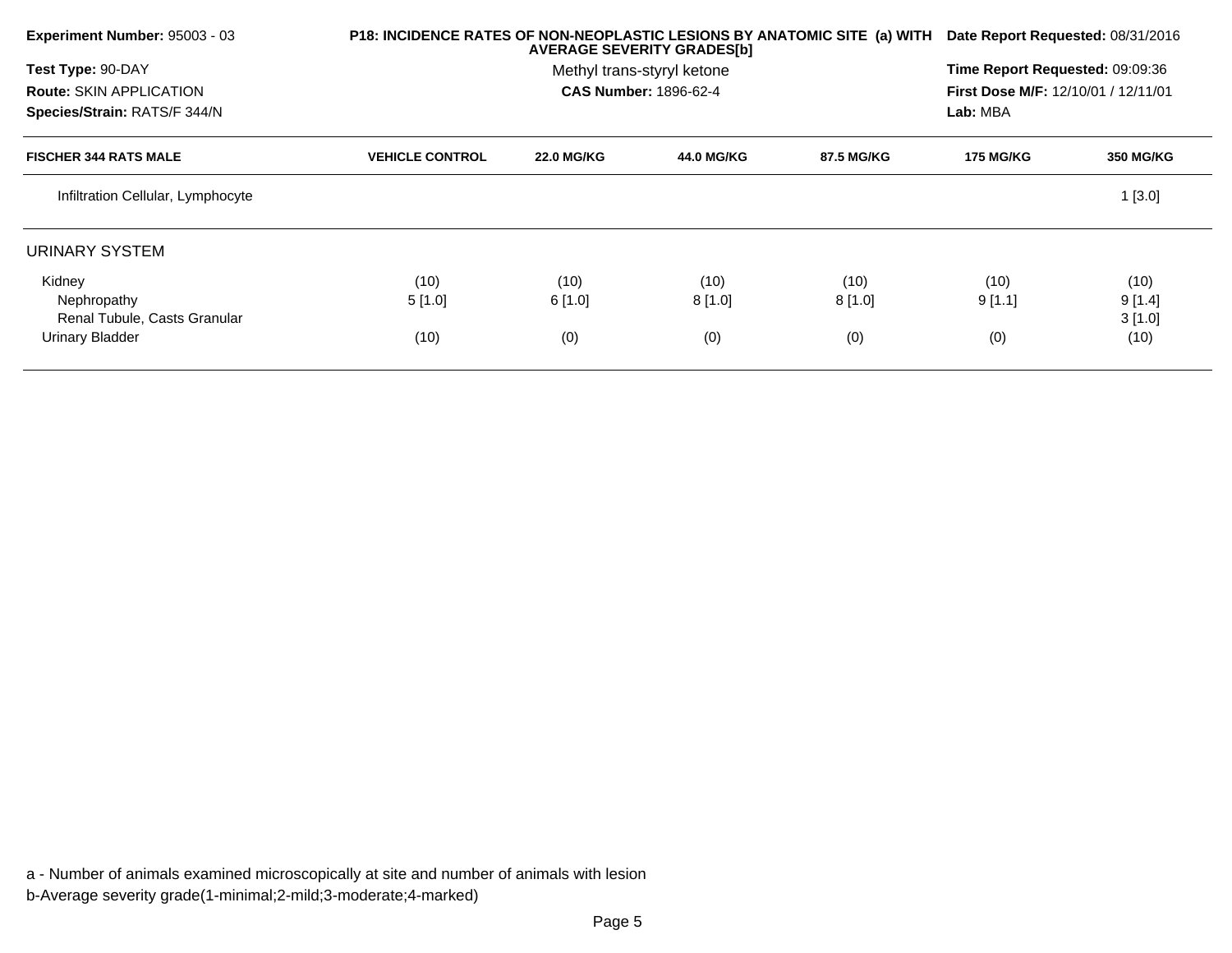**Experiment Number:** 95003 - 03

**Test Type:** 90-DAY

**Route:** SKIN APPLICATION

**Species/Strain:** RATS/F 344/N

**P18: INCIDENCE RATES OF NON-NEOPLASTIC LESIONS BY ANATOMIC SITE (a) WITH AVERAGE SEVERITY GRADES[b]**

Methyl trans-styryl ketone

**CAS Number:** 1896-62-4

**Date Report Requested:** 08/31/2016

**Time Report Requested:** 09:09:36

**First Dose M/F:** 12/10/01 / 12/11/01

**Lab:** MBA

| FISCHER 344 RATS MALE | VEHICLE CONTROL | 22.0 MG/KG | 44.0 MG/KG | 87.5 MG/KG | 175 MG/KG | 350 MG/KG |
|---|---|---|---|---|---|---|
| Infiltration Cellular, Lymphocyte | | | | | | 1 [3.0] |
| URINARY SYSTEM | | | | | | |
| Kidney | (10) | (10) | (10) | (10) | (10) | (10) |
| Nephropathy | 5 [1.0] | 6 [1.0] | 8 [1.0] | 8 [1.0] | 9 [1.1] | 9 [1.4] |
| Renal Tubule, Casts Granular | | | | | | 3 [1.0] |
| Urinary Bladder | (10) | (0) | (0) | (0) | (0) | (10) |

a - Number of animals examined microscopically at site and number of animals with lesion

b-Average severity grade(1-minimal;2-mild;3-moderate;4-marked)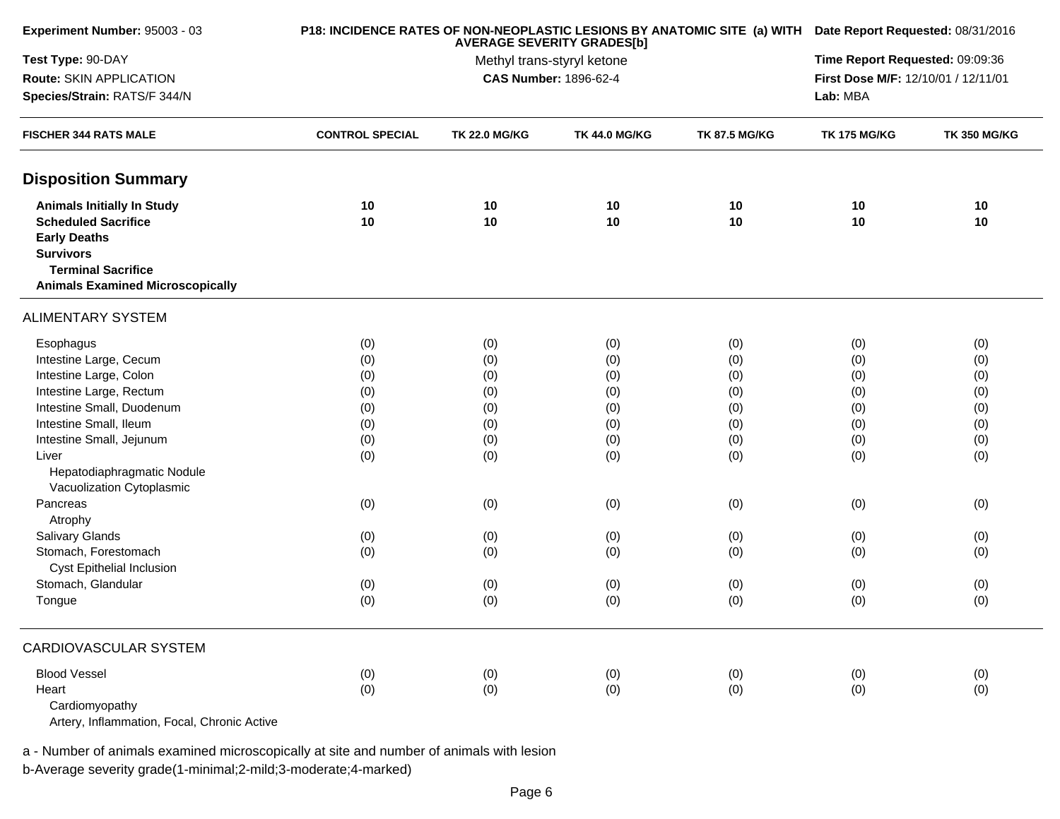**Experiment Number:** 95003 - 03
**Test Type:** 90-DAY
**Route:** SKIN APPLICATION
**Species/Strain:** RATS/F 344/N

**P18: INCIDENCE RATES OF NON-NEOPLASTIC LESIONS BY ANATOMIC SITE (a) WITH AVERAGE SEVERITY GRADES[b]**
Methyl trans-styryl ketone
**CAS Number:** 1896-62-4

**Date Report Requested:** 08/31/2016
**Time Report Requested:** 09:09:36
**First Dose M/F:** 12/10/01 / 12/11/01
**Lab:** MBA

| FISCHER 344 RATS MALE | CONTROL SPECIAL | TK 22.0 MG/KG | TK 44.0 MG/KG | TK 87.5 MG/KG | TK 175 MG/KG | TK 350 MG/KG |
|---|---|---|---|---|---|---|
| **Disposition Summary** | | | | | | |
| **Animals Initially In Study** | **10** | **10** | **10** | **10** | **10** | **10** |
| **Scheduled Sacrifice** | **10** | **10** | **10** | **10** | **10** | **10** |
| **Early Deaths** | | | | | | |
| **Survivors** | | | | | | |
| **Terminal Sacrifice** | | | | | | |
| **Animals Examined Microscopically** | | | | | | |
| ALIMENTARY SYSTEM | | | | | | |
| Esophagus | (0) | (0) | (0) | (0) | (0) | (0) |
| Intestine Large, Cecum | (0) | (0) | (0) | (0) | (0) | (0) |
| Intestine Large, Colon | (0) | (0) | (0) | (0) | (0) | (0) |
| Intestine Large, Rectum | (0) | (0) | (0) | (0) | (0) | (0) |
| Intestine Small, Duodenum | (0) | (0) | (0) | (0) | (0) | (0) |
| Intestine Small, Ileum | (0) | (0) | (0) | (0) | (0) | (0) |
| Intestine Small, Jejunum | (0) | (0) | (0) | (0) | (0) | (0) |
| Liver | (0) | (0) | (0) | (0) | (0) | (0) |
| Hepatodiaphragmatic Nodule | | | | | | |
| Vacuolization Cytoplasmic | | | | | | |
| Pancreas | (0) | (0) | (0) | (0) | (0) | (0) |
| Atrophy | | | | | | |
| Salivary Glands | (0) | (0) | (0) | (0) | (0) | (0) |
| Stomach, Forestomach | (0) | (0) | (0) | (0) | (0) | (0) |
| Cyst Epithelial Inclusion | | | | | | |
| Stomach, Glandular | (0) | (0) | (0) | (0) | (0) | (0) |
| Tongue | (0) | (0) | (0) | (0) | (0) | (0) |
| CARDIOVASCULAR SYSTEM | | | | | | |
| Blood Vessel | (0) | (0) | (0) | (0) | (0) | (0) |
| Heart | (0) | (0) | (0) | (0) | (0) | (0) |
| Cardiomyopathy | | | | | | |
| Artery, Inflammation, Focal, Chronic Active | | | | | | |

a - Number of animals examined microscopically at site and number of animals with lesion
b-Average severity grade(1-minimal;2-mild;3-moderate;4-marked)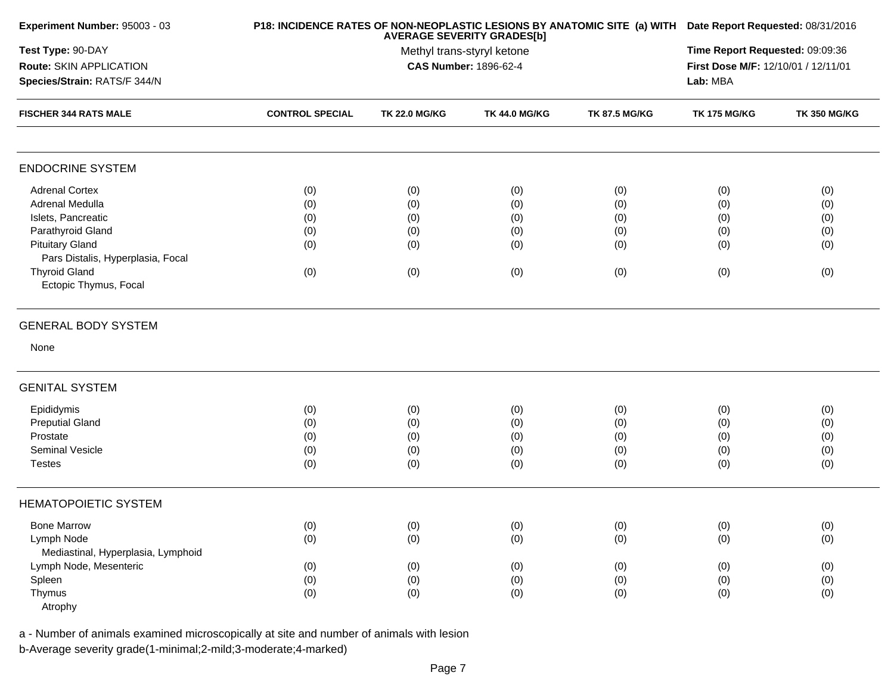**Experiment Number:** 95003 - 03

**Test Type:** 90-DAY

**Route:** SKIN APPLICATION

**Species/Strain:** RATS/F 344/N

**P18: INCIDENCE RATES OF NON-NEOPLASTIC LESIONS BY ANATOMIC SITE (a) WITH AVERAGE SEVERITY GRADES[b]**

Methyl trans-styryl ketone

**CAS Number:** 1896-62-4

**Date Report Requested:** 08/31/2016

**Time Report Requested:** 09:09:36

**First Dose M/F:** 12/10/01 / 12/11/01

**Lab:** MBA

| FISCHER 344 RATS MALE | CONTROL SPECIAL | TK 22.0 MG/KG | TK 44.0 MG/KG | TK 87.5 MG/KG | TK 175 MG/KG | TK 350 MG/KG |
|---|---|---|---|---|---|---|
| **ENDOCRINE SYSTEM** | | | | | | |
| Adrenal Cortex | (0) | (0) | (0) | (0) | (0) | (0) |
| Adrenal Medulla | (0) | (0) | (0) | (0) | (0) | (0) |
| Islets, Pancreatic | (0) | (0) | (0) | (0) | (0) | (0) |
| Parathyroid Gland | (0) | (0) | (0) | (0) | (0) | (0) |
| Pituitary Gland | (0) | (0) | (0) | (0) | (0) | (0) |
| Pars Distalis, Hyperplasia, Focal | | | | | | |
| Thyroid Gland | (0) | (0) | (0) | (0) | (0) | (0) |
| Ectopic Thymus, Focal | | | | | | |
| **GENERAL BODY SYSTEM** | | | | | | |
| None | | | | | | |
| **GENITAL SYSTEM** | | | | | | |
| Epididymis | (0) | (0) | (0) | (0) | (0) | (0) |
| Preputial Gland | (0) | (0) | (0) | (0) | (0) | (0) |
| Prostate | (0) | (0) | (0) | (0) | (0) | (0) |
| Seminal Vesicle | (0) | (0) | (0) | (0) | (0) | (0) |
| Testes | (0) | (0) | (0) | (0) | (0) | (0) |
| **HEMATOPOIETIC SYSTEM** | | | | | | |
| Bone Marrow | (0) | (0) | (0) | (0) | (0) | (0) |
| Lymph Node | (0) | (0) | (0) | (0) | (0) | (0) |
| Mediastinal, Hyperplasia, Lymphoid | | | | | | |
| Lymph Node, Mesenteric | (0) | (0) | (0) | (0) | (0) | (0) |
| Spleen | (0) | (0) | (0) | (0) | (0) | (0) |
| Thymus | (0) | (0) | (0) | (0) | (0) | (0) |
| Atrophy | | | | | | |

a - Number of animals examined microscopically at site and number of animals with lesion

b-Average severity grade(1-minimal;2-mild;3-moderate;4-marked)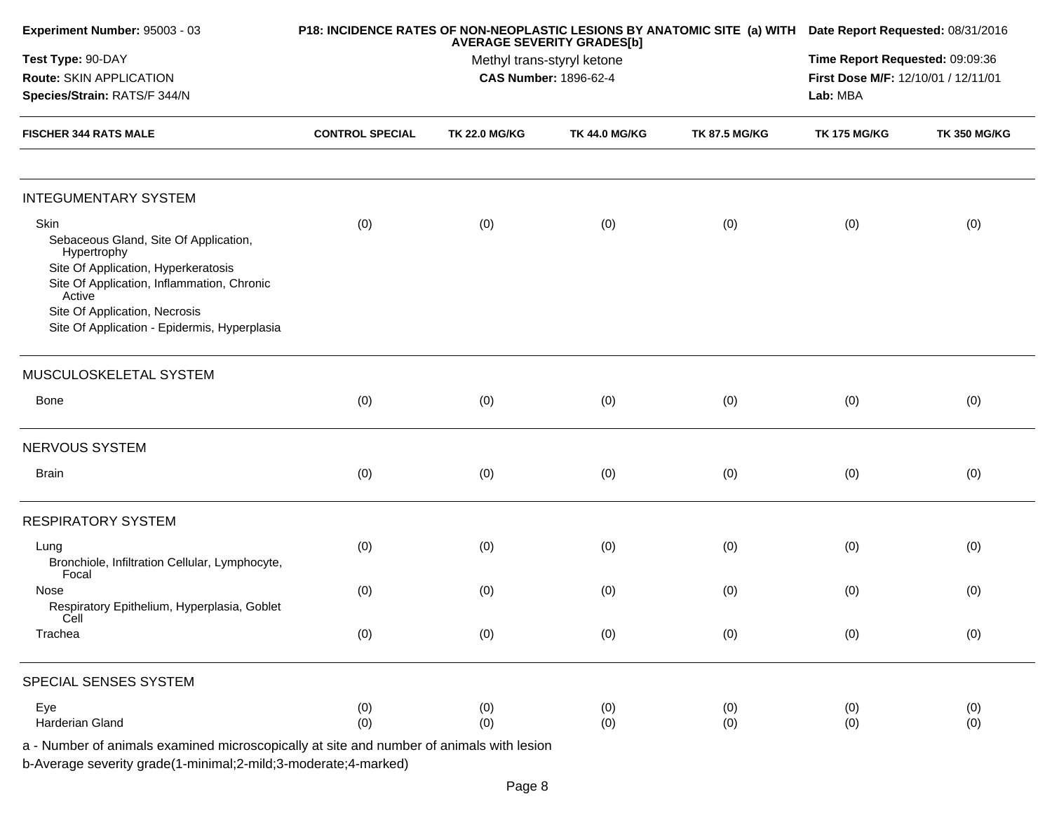**Experiment Number:** 95003 - 03

**Test Type:** 90-DAY

**Route:** SKIN APPLICATION

**Species/Strain:** RATS/F 344/N

**P18: INCIDENCE RATES OF NON-NEOPLASTIC LESIONS BY ANATOMIC SITE (a) WITH AVERAGE SEVERITY GRADES[b]**

Methyl trans-styryl ketone

**CAS Number:** 1896-62-4

**Date Report Requested:** 08/31/2016

**Time Report Requested:** 09:09:36

**First Dose M/F:** 12/10/01 / 12/11/01

**Lab:** MBA

| FISCHER 344 RATS MALE | CONTROL SPECIAL | TK 22.0 MG/KG | TK 44.0 MG/KG | TK 87.5 MG/KG | TK 175 MG/KG | TK 350 MG/KG |
|---|---|---|---|---|---|---|
| **INTEGUMENTARY SYSTEM** | | | | | | |
| Skin | (0) | (0) | (0) | (0) | (0) | (0) |
| Sebaceous Gland, Site Of Application, Hypertrophy | | | | | | |
| Site Of Application, Hyperkeratosis | | | | | | |
| Site Of Application, Inflammation, Chronic Active | | | | | | |
| Site Of Application, Necrosis | | | | | | |
| Site Of Application - Epidermis, Hyperplasia | | | | | | |
| **MUSCULOSKELETAL SYSTEM** | | | | | | |
| Bone | (0) | (0) | (0) | (0) | (0) | (0) |
| **NERVOUS SYSTEM** | | | | | | |
| Brain | (0) | (0) | (0) | (0) | (0) | (0) |
| **RESPIRATORY SYSTEM** | | | | | | |
| Lung | (0) | (0) | (0) | (0) | (0) | (0) |
| Bronchiole, Infiltration Cellular, Lymphocyte, Focal | | | | | | |
| Nose | (0) | (0) | (0) | (0) | (0) | (0) |
| Respiratory Epithelium, Hyperplasia, Goblet Cell | | | | | | |
| Trachea | (0) | (0) | (0) | (0) | (0) | (0) |
| **SPECIAL SENSES SYSTEM** | | | | | | |
| Eye | (0) | (0) | (0) | (0) | (0) | (0) |
| Harderian Gland | (0) | (0) | (0) | (0) | (0) | (0) |

a - Number of animals examined microscopically at site and number of animals with lesion

b-Average severity grade(1-minimal;2-mild;3-moderate;4-marked)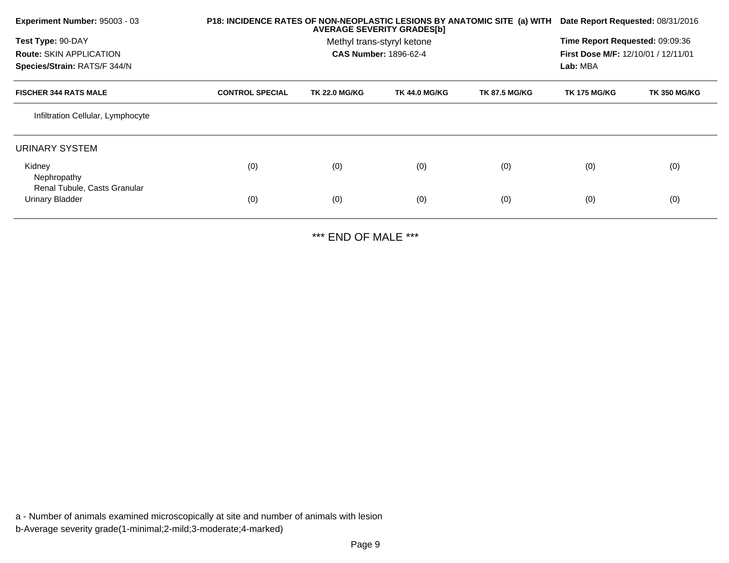**Experiment Number:** 95003 - 03
**Test Type:** 90-DAY
**Route:** SKIN APPLICATION
**Species/Strain:** RATS/F 344/N

**P18: INCIDENCE RATES OF NON-NEOPLASTIC LESIONS BY ANATOMIC SITE (a) WITH AVERAGE SEVERITY GRADES[b]**
Methyl trans-styryl ketone
**CAS Number:** 1896-62-4

**Date Report Requested:** 08/31/2016
**Time Report Requested:** 09:09:36
**First Dose M/F:** 12/10/01 / 12/11/01
**Lab:** MBA

| FISCHER 344 RATS MALE | CONTROL SPECIAL | TK 22.0 MG/KG | TK 44.0 MG/KG | TK 87.5 MG/KG | TK 175 MG/KG | TK 350 MG/KG |
|---|---|---|---|---|---|---|
| Infiltration Cellular, Lymphocyte | | | | | | |
| URINARY SYSTEM | | | | | | |
| Kidney | (0) | (0) | (0) | (0) | (0) | (0) |
| Nephropathy | | | | | | |
| Renal Tubule, Casts Granular | | | | | | |
| Urinary Bladder | (0) | (0) | (0) | (0) | (0) | (0) |

*** END OF MALE ***

a - Number of animals examined microscopically at site and number of animals with lesion
b-Average severity grade(1-minimal;2-mild;3-moderate;4-marked)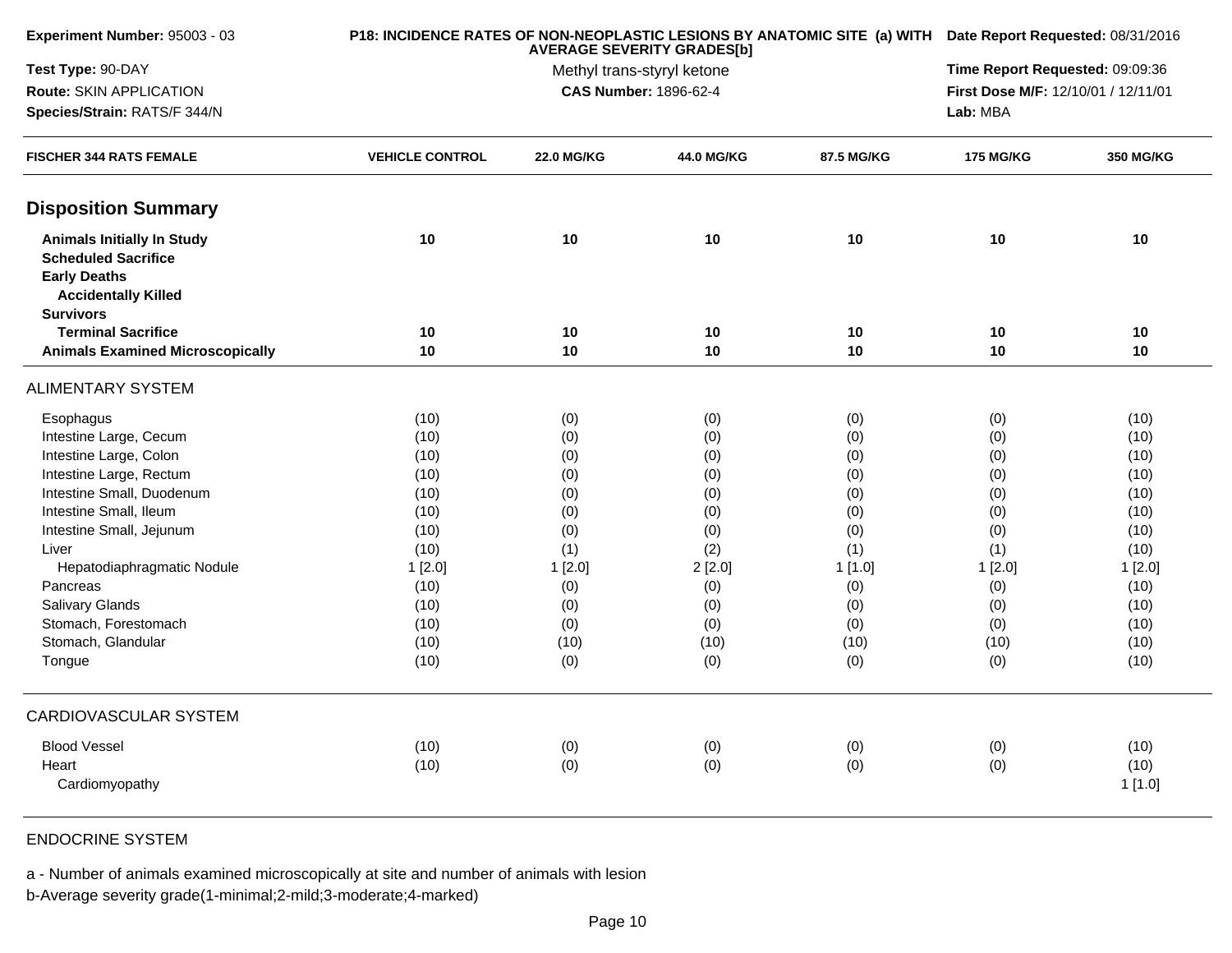**Experiment Number:** 95003 - 03

**Test Type:** 90-DAY

**Route:** SKIN APPLICATION

**Species/Strain:** RATS/F 344/N

**P18: INCIDENCE RATES OF NON-NEOPLASTIC LESIONS BY ANATOMIC SITE (a) WITH AVERAGE SEVERITY GRADES[b]**

Methyl trans-styryl ketone

**CAS Number:** 1896-62-4

**Date Report Requested:** 08/31/2016

**Time Report Requested:** 09:09:36

**First Dose M/F:** 12/10/01 / 12/11/01

**Lab:** MBA

| FISCHER 344 RATS FEMALE | VEHICLE CONTROL | 22.0 MG/KG | 44.0 MG/KG | 87.5 MG/KG | 175 MG/KG | 350 MG/KG |
|---|---|---|---|---|---|---|
| **Disposition Summary** | | | | | | |
| **Animals Initially In Study** | **10** | **10** | **10** | **10** | **10** | **10** |
| **Scheduled Sacrifice** | | | | | | |
| **Early Deaths** | | | | | | |
| **Accidentally Killed** | | | | | | |
| **Survivors** | | | | | | |
| **Terminal Sacrifice** | **10** | **10** | **10** | **10** | **10** | **10** |
| **Animals Examined Microscopically** | **10** | **10** | **10** | **10** | **10** | **10** |
| ALIMENTARY SYSTEM | | | | | | |
| Esophagus | (10) | (0) | (0) | (0) | (0) | (10) |
| Intestine Large, Cecum | (10) | (0) | (0) | (0) | (0) | (10) |
| Intestine Large, Colon | (10) | (0) | (0) | (0) | (0) | (10) |
| Intestine Large, Rectum | (10) | (0) | (0) | (0) | (0) | (10) |
| Intestine Small, Duodenum | (10) | (0) | (0) | (0) | (0) | (10) |
| Intestine Small, Ileum | (10) | (0) | (0) | (0) | (0) | (10) |
| Intestine Small, Jejunum | (10) | (0) | (0) | (0) | (0) | (10) |
| Liver | (10) | (1) | (2) | (1) | (1) | (10) |
| Hepatodiaphragmatic Nodule | 1 [2.0] | 1 [2.0] | 2 [2.0] | 1 [1.0] | 1 [2.0] | 1 [2.0] |
| Pancreas | (10) | (0) | (0) | (0) | (0) | (10) |
| Salivary Glands | (10) | (0) | (0) | (0) | (0) | (10) |
| Stomach, Forestomach | (10) | (0) | (0) | (0) | (0) | (10) |
| Stomach, Glandular | (10) | (10) | (10) | (10) | (10) | (10) |
| Tongue | (10) | (0) | (0) | (0) | (0) | (10) |
| CARDIOVASCULAR SYSTEM | | | | | | |
| Blood Vessel | (10) | (0) | (0) | (0) | (0) | (10) |
| Heart | (10) | (0) | (0) | (0) | (0) | (10) |
| Cardiomyopathy | | | | | | 1 [1.0] |
| ENDOCRINE SYSTEM | | | | | | |

a - Number of animals examined microscopically at site and number of animals with lesion

b-Average severity grade(1-minimal;2-mild;3-moderate;4-marked)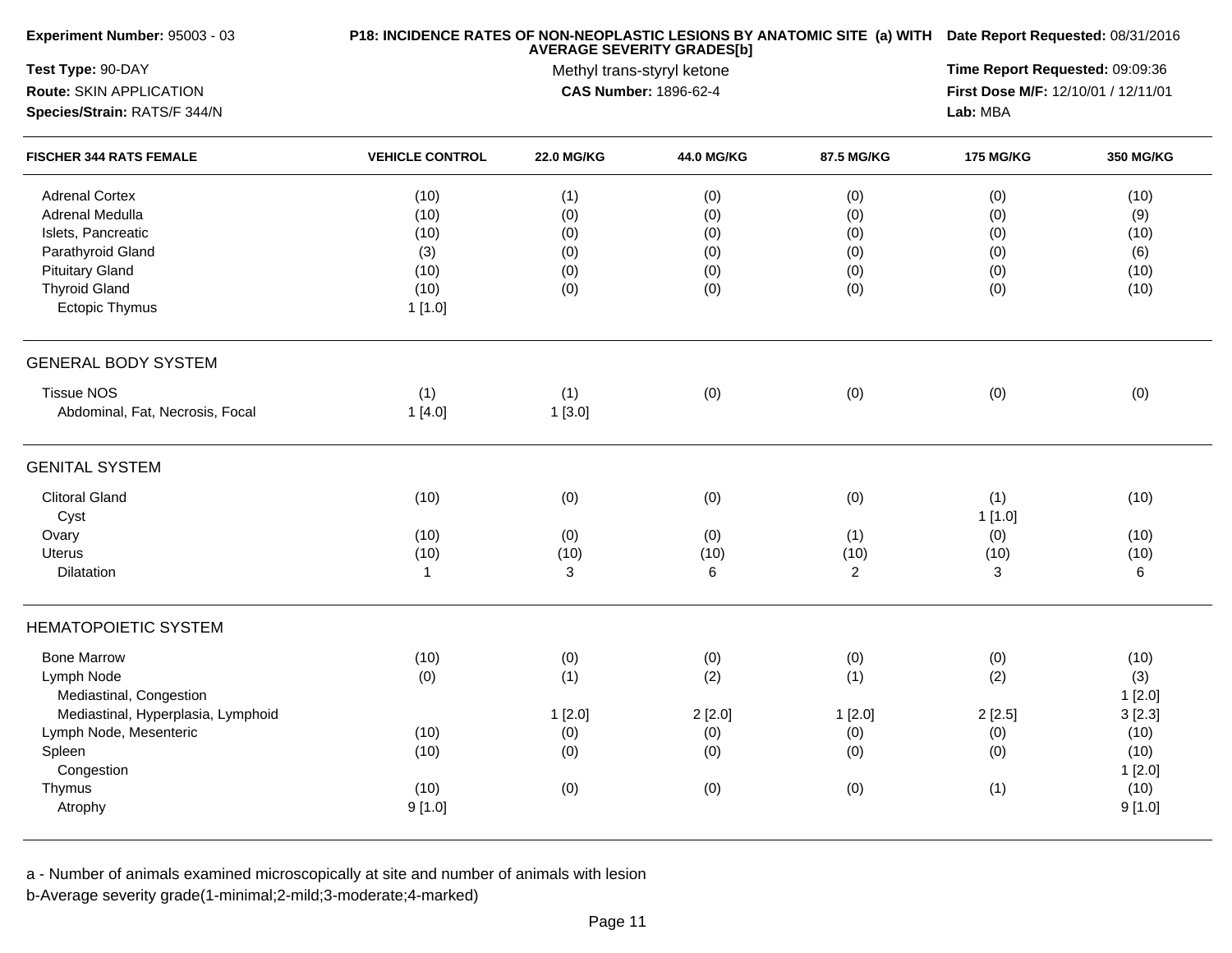**Experiment Number:** 95003 - 03
**Test Type:** 90-DAY
**Route:** SKIN APPLICATION
**Species/Strain:** RATS/F 344/N

**P18: INCIDENCE RATES OF NON-NEOPLASTIC LESIONS BY ANATOMIC SITE (a) WITH AVERAGE SEVERITY GRADES[b]**
Methyl trans-styryl ketone
**CAS Number:** 1896-62-4

**Date Report Requested:** 08/31/2016
**Time Report Requested:** 09:09:36
**First Dose M/F:** 12/10/01 / 12/11/01
**Lab:** MBA

| FISCHER 344 RATS FEMALE | VEHICLE CONTROL | 22.0 MG/KG | 44.0 MG/KG | 87.5 MG/KG | 175 MG/KG | 350 MG/KG |
|---|---|---|---|---|---|---|
| Adrenal Cortex | (10) | (1) | (0) | (0) | (0) | (10) |
| Adrenal Medulla | (10) | (0) | (0) | (0) | (0) | (9) |
| Islets, Pancreatic | (10) | (0) | (0) | (0) | (0) | (10) |
| Parathyroid Gland | (3) | (0) | (0) | (0) | (0) | (6) |
| Pituitary Gland | (10) | (0) | (0) | (0) | (0) | (10) |
| Thyroid Gland | (10) | (0) | (0) | (0) | (0) | (10) |
| Ectopic Thymus | 1 [1.0] | | | | | |
| **GENERAL BODY SYSTEM** | | | | | | |
| Tissue NOS | (1) | (1) | (0) | (0) | (0) | (0) |
| Abdominal, Fat, Necrosis, Focal | 1 [4.0] | 1 [3.0] | | | | |
| **GENITAL SYSTEM** | | | | | | |
| Clitoral Gland | (10) | (0) | (0) | (0) | (1) | (10) |
| Cyst | | | | | 1 [1.0] | |
| Ovary | (10) | (0) | (0) | (1) | (0) | (10) |
| Uterus | (10) | (10) | (10) | (10) | (10) | (10) |
| Dilatation | 1 | 3 | 6 | 2 | 3 | 6 |
| **HEMATOPOIETIC SYSTEM** | | | | | | |
| Bone Marrow | (10) | (0) | (0) | (0) | (0) | (10) |
| Lymph Node | (0) | (1) | (2) | (1) | (2) | (3) |
| Mediastinal, Congestion | | | | | | 1 [2.0] |
| Mediastinal, Hyperplasia, Lymphoid | | 1 [2.0] | 2 [2.0] | 1 [2.0] | 2 [2.5] | 3 [2.3] |
| Lymph Node, Mesenteric | (10) | (0) | (0) | (0) | (0) | (10) |
| Spleen | (10) | (0) | (0) | (0) | (0) | (10) |
| Congestion | | | | | | 1 [2.0] |
| Thymus | (10) | (0) | (0) | (0) | (1) | (10) |
| Atrophy | 9 [1.0] | | | | | 9 [1.0] |

a - Number of animals examined microscopically at site and number of animals with lesion
b-Average severity grade(1-minimal;2-mild;3-moderate;4-marked)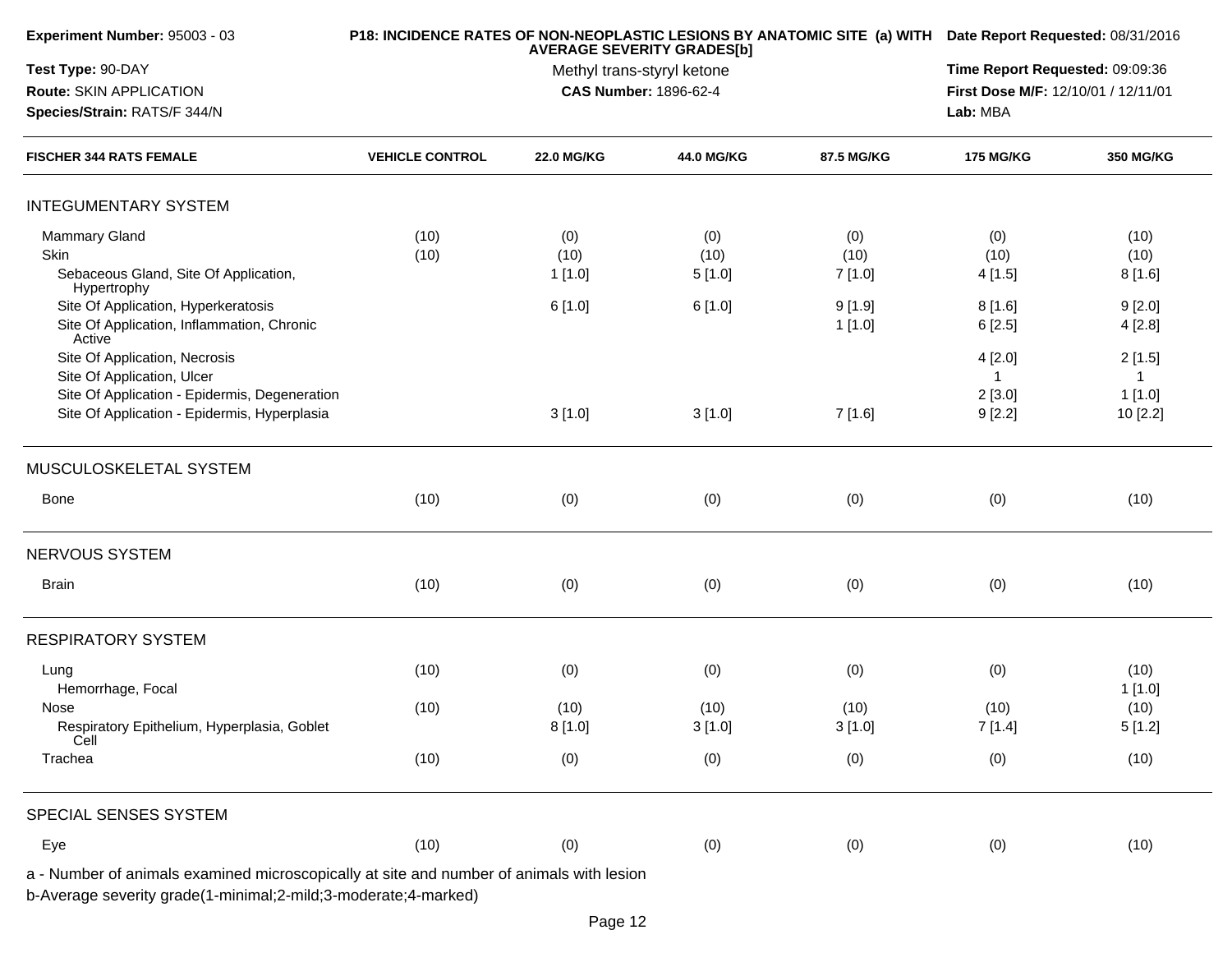**Experiment Number:** 95003 - 03
**Test Type:** 90-DAY
**Route:** SKIN APPLICATION
**Species/Strain:** RATS/F 344/N

**P18: INCIDENCE RATES OF NON-NEOPLASTIC LESIONS BY ANATOMIC SITE (a) WITH AVERAGE SEVERITY GRADES[b]**
Methyl trans-styryl ketone
**CAS Number:** 1896-62-4

**Date Report Requested:** 08/31/2016
**Time Report Requested:** 09:09:36
**First Dose M/F:** 12/10/01 / 12/11/01
**Lab:** MBA

| FISCHER 344 RATS FEMALE | VEHICLE CONTROL | 22.0 MG/KG | 44.0 MG/KG | 87.5 MG/KG | 175 MG/KG | 350 MG/KG |
|---|---|---|---|---|---|---|
| **INTEGUMENTARY SYSTEM** | | | | | | |
| Mammary Gland | (10) | (0) | (0) | (0) | (0) | (10) |
| Skin | (10) | (10) | (10) | (10) | (10) | (10) |
| Sebaceous Gland, Site Of Application, Hypertrophy | | 1 [1.0] | 5 [1.0] | 7 [1.0] | 4 [1.5] | 8 [1.6] |
| Site Of Application, Hyperkeratosis | | 6 [1.0] | 6 [1.0] | 9 [1.9] | 8 [1.6] | 9 [2.0] |
| Site Of Application, Inflammation, Chronic Active | | | | 1 [1.0] | 6 [2.5] | 4 [2.8] |
| Site Of Application, Necrosis | | | | | 4 [2.0] | 2 [1.5] |
| Site Of Application, Ulcer | | | | | 1 | 1 |
| Site Of Application - Epidermis, Degeneration | | | | | 2 [3.0] | 1 [1.0] |
| Site Of Application - Epidermis, Hyperplasia | | 3 [1.0] | 3 [1.0] | 7 [1.6] | 9 [2.2] | 10 [2.2] |
| **MUSCULOSKELETAL SYSTEM** | | | | | | |
| Bone | (10) | (0) | (0) | (0) | (0) | (10) |
| **NERVOUS SYSTEM** | | | | | | |
| Brain | (10) | (0) | (0) | (0) | (0) | (10) |
| **RESPIRATORY SYSTEM** | | | | | | |
| Lung | (10) | (0) | (0) | (0) | (0) | (10) |
| Hemorrhage, Focal | | | | | | 1 [1.0] |
| Nose | (10) | (10) | (10) | (10) | (10) | (10) |
| Respiratory Epithelium, Hyperplasia, Goblet Cell | | 8 [1.0] | 3 [1.0] | 3 [1.0] | 7 [1.4] | 5 [1.2] |
| Trachea | (10) | (0) | (0) | (0) | (0) | (10) |
| **SPECIAL SENSES SYSTEM** | | | | | | |
| Eye | (10) | (0) | (0) | (0) | (0) | (10) |

a - Number of animals examined microscopically at site and number of animals with lesion
b-Average severity grade(1-minimal;2-mild;3-moderate;4-marked)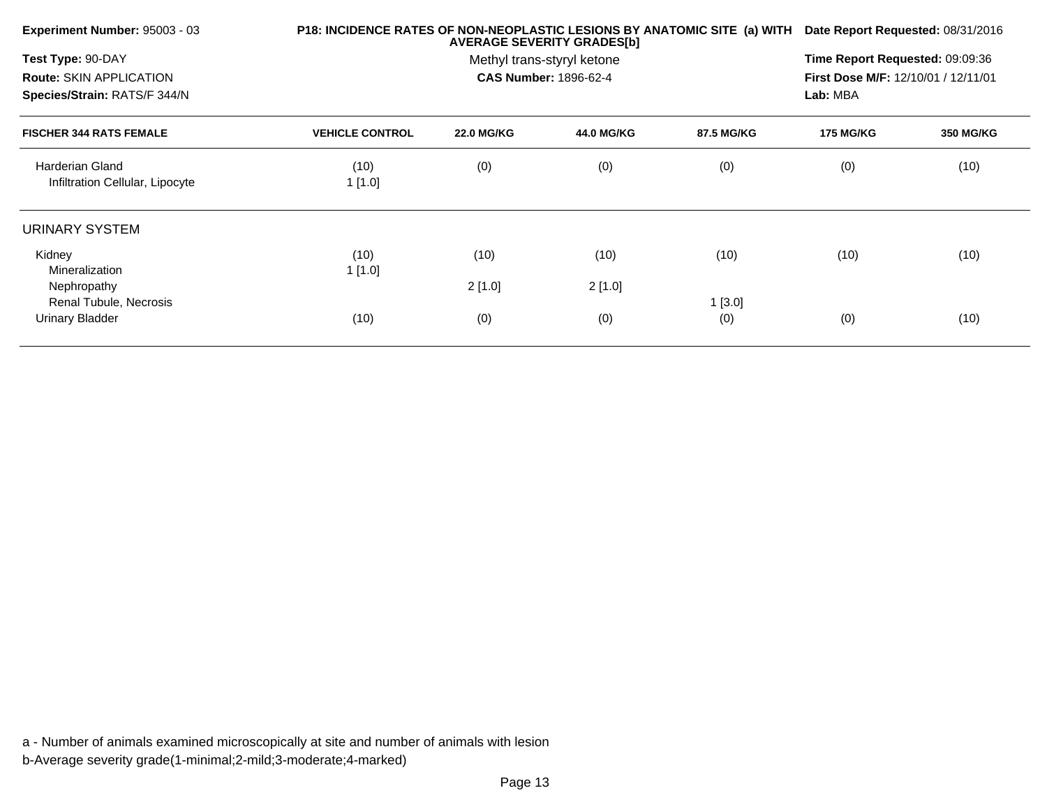**Experiment Number:** 95003 - 03

**Test Type:** 90-DAY

**Route:** SKIN APPLICATION

**Species/Strain:** RATS/F 344/N

**P18: INCIDENCE RATES OF NON-NEOPLASTIC LESIONS BY ANATOMIC SITE (a) WITH AVERAGE SEVERITY GRADES[b]**

Methyl trans-styryl ketone

**CAS Number:** 1896-62-4

**Date Report Requested:** 08/31/2016

**Time Report Requested:** 09:09:36

**First Dose M/F:** 12/10/01 / 12/11/01

**Lab:** MBA

| FISCHER 344 RATS FEMALE | VEHICLE CONTROL | 22.0 MG/KG | 44.0 MG/KG | 87.5 MG/KG | 175 MG/KG | 350 MG/KG |
|---|---|---|---|---|---|---|
| Harderian Gland | (10) | (0) | (0) | (0) | (0) | (10) |
| Infiltration Cellular, Lipocyte | 1 [1.0] | | | | | |
| **URINARY SYSTEM** | | | | | | |
| Kidney | (10) | (10) | (10) | (10) | (10) | (10) |
| Mineralization | 1 [1.0] | | | | | |
| Nephropathy | | 2 [1.0] | 2 [1.0] | | | |
| Renal Tubule, Necrosis | | | | 1 [3.0] | | |
| Urinary Bladder | (10) | (0) | (0) | (0) | (0) | (10) |

a - Number of animals examined microscopically at site and number of animals with lesion

b-Average severity grade(1-minimal;2-mild;3-moderate;4-marked)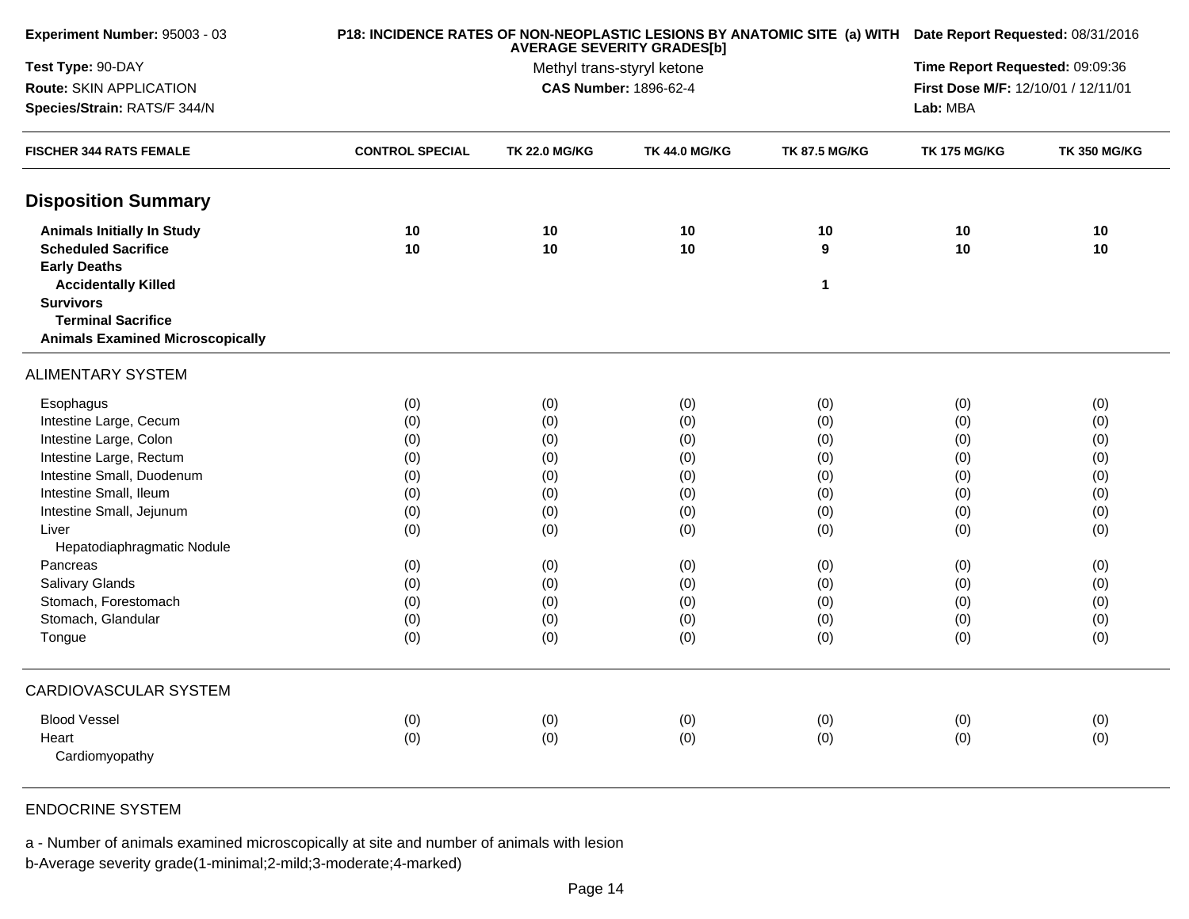Experiment Number: 95003 - 03

Test Type: 90-DAY

Route: SKIN APPLICATION

Species/Strain: RATS/F 344/N

**P18: INCIDENCE RATES OF NON-NEOPLASTIC LESIONS BY ANATOMIC SITE (a) WITH AVERAGE SEVERITY GRADES[b]**

Methyl trans-styryl ketone

**CAS Number:** 1896-62-4

**Date Report Requested:** 08/31/2016

**Time Report Requested:** 09:09:36

**First Dose M/F:** 12/10/01 / 12/11/01

**Lab:** MBA

| FISCHER 344 RATS FEMALE | CONTROL SPECIAL | TK 22.0 MG/KG | TK 44.0 MG/KG | TK 87.5 MG/KG | TK 175 MG/KG | TK 350 MG/KG |
|---|---|---|---|---|---|---|
| **Disposition Summary** | | | | | | |
| **Animals Initially In Study** | **10** | **10** | **10** | **10** | **10** | **10** |
| **Scheduled Sacrifice** | **10** | **10** | **10** | **9** | **10** | **10** |
| **Early Deaths** | | | | | | |
| **Accidentally Killed** | | | | **1** | | |
| **Survivors** | | | | | | |
| **Terminal Sacrifice** | | | | | | |
| **Animals Examined Microscopically** | | | | | | |
| ALIMENTARY SYSTEM | | | | | | |
| Esophagus | (0) | (0) | (0) | (0) | (0) | (0) |
| Intestine Large, Cecum | (0) | (0) | (0) | (0) | (0) | (0) |
| Intestine Large, Colon | (0) | (0) | (0) | (0) | (0) | (0) |
| Intestine Large, Rectum | (0) | (0) | (0) | (0) | (0) | (0) |
| Intestine Small, Duodenum | (0) | (0) | (0) | (0) | (0) | (0) |
| Intestine Small, Ileum | (0) | (0) | (0) | (0) | (0) | (0) |
| Intestine Small, Jejunum | (0) | (0) | (0) | (0) | (0) | (0) |
| Liver | (0) | (0) | (0) | (0) | (0) | (0) |
| Hepatodiaphragmatic Nodule | | | | | | |
| Pancreas | (0) | (0) | (0) | (0) | (0) | (0) |
| Salivary Glands | (0) | (0) | (0) | (0) | (0) | (0) |
| Stomach, Forestomach | (0) | (0) | (0) | (0) | (0) | (0) |
| Stomach, Glandular | (0) | (0) | (0) | (0) | (0) | (0) |
| Tongue | (0) | (0) | (0) | (0) | (0) | (0) |
| CARDIOVASCULAR SYSTEM | | | | | | |
| Blood Vessel | (0) | (0) | (0) | (0) | (0) | (0) |
| Heart | (0) | (0) | (0) | (0) | (0) | (0) |
| Cardiomyopathy | | | | | | |
| ENDOCRINE SYSTEM | | | | | | |

a - Number of animals examined microscopically at site and number of animals with lesion

b-Average severity grade(1-minimal;2-mild;3-moderate;4-marked)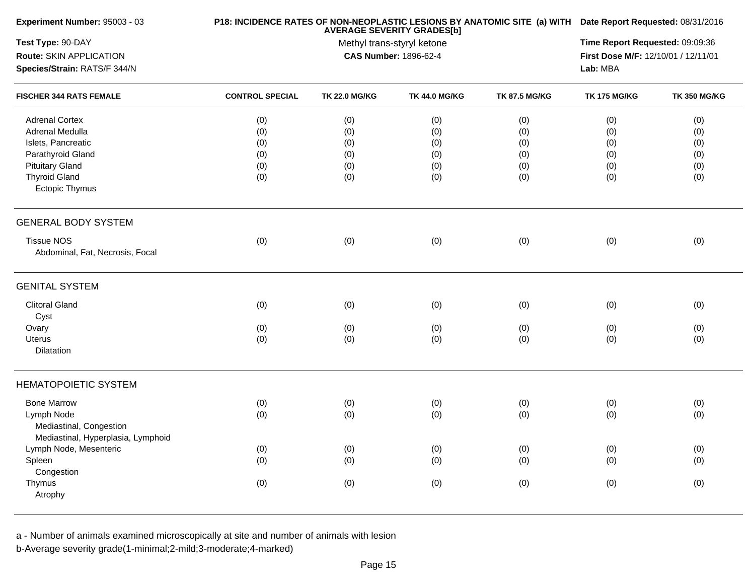**Experiment Number:** 95003 - 03
**Test Type:** 90-DAY
**Route:** SKIN APPLICATION
**Species/Strain:** RATS/F 344/N

**P18: INCIDENCE RATES OF NON-NEOPLASTIC LESIONS BY ANATOMIC SITE (a) WITH AVERAGE SEVERITY GRADES[b]**
Methyl trans-styryl ketone
**CAS Number:** 1896-62-4

**Date Report Requested:** 08/31/2016
**Time Report Requested:** 09:09:36
**First Dose M/F:** 12/10/01 / 12/11/01
**Lab:** MBA

| FISCHER 344 RATS FEMALE | CONTROL SPECIAL | TK 22.0 MG/KG | TK 44.0 MG/KG | TK 87.5 MG/KG | TK 175 MG/KG | TK 350 MG/KG |
|---|---|---|---|---|---|---|
| Adrenal Cortex | (0) | (0) | (0) | (0) | (0) | (0) |
| Adrenal Medulla | (0) | (0) | (0) | (0) | (0) | (0) |
| Islets, Pancreatic | (0) | (0) | (0) | (0) | (0) | (0) |
| Parathyroid Gland | (0) | (0) | (0) | (0) | (0) | (0) |
| Pituitary Gland | (0) | (0) | (0) | (0) | (0) | (0) |
| Thyroid Gland | (0) | (0) | (0) | (0) | (0) | (0) |
| Ectopic Thymus | | | | | | |
| **GENERAL BODY SYSTEM** | | | | | | |
| Tissue NOS | (0) | (0) | (0) | (0) | (0) | (0) |
| Abdominal, Fat, Necrosis, Focal | | | | | | |
| **GENITAL SYSTEM** | | | | | | |
| Clitoral Gland | (0) | (0) | (0) | (0) | (0) | (0) |
| Cyst | | | | | | |
| Ovary | (0) | (0) | (0) | (0) | (0) | (0) |
| Uterus | (0) | (0) | (0) | (0) | (0) | (0) |
| Dilatation | | | | | | |
| **HEMATOPOIETIC SYSTEM** | | | | | | |
| Bone Marrow | (0) | (0) | (0) | (0) | (0) | (0) |
| Lymph Node | (0) | (0) | (0) | (0) | (0) | (0) |
| Mediastinal, Congestion | | | | | | |
| Mediastinal, Hyperplasia, Lymphoid | | | | | | |
| Lymph Node, Mesenteric | (0) | (0) | (0) | (0) | (0) | (0) |
| Spleen | (0) | (0) | (0) | (0) | (0) | (0) |
| Congestion | | | | | | |
| Thymus | (0) | (0) | (0) | (0) | (0) | (0) |
| Atrophy | | | | | | |

a - Number of animals examined microscopically at site and number of animals with lesion
b-Average severity grade(1-minimal;2-mild;3-moderate;4-marked)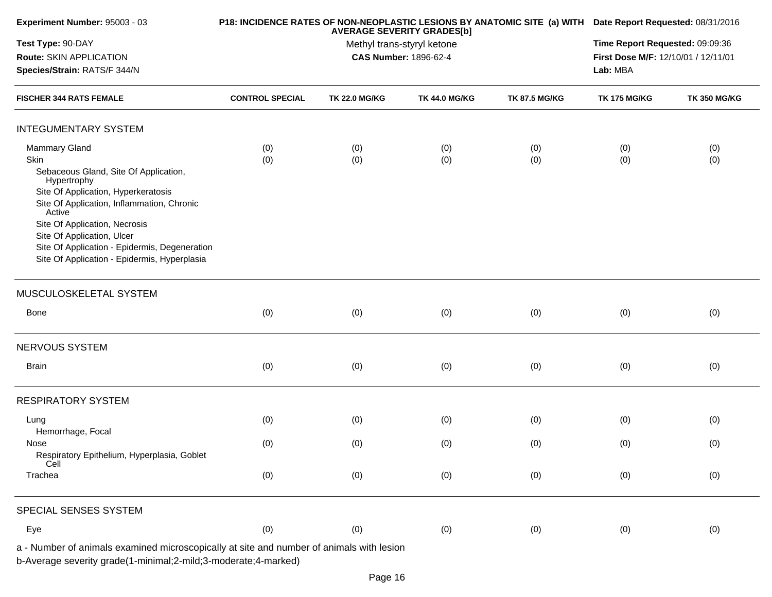**Experiment Number:** 95003 - 03
**Test Type:** 90-DAY
**Route:** SKIN APPLICATION
**Species/Strain:** RATS/F 344/N

**P18: INCIDENCE RATES OF NON-NEOPLASTIC LESIONS BY ANATOMIC SITE (a) WITH AVERAGE SEVERITY GRADES[b]**
Methyl trans-styryl ketone
**CAS Number:** 1896-62-4

**Date Report Requested:** 08/31/2016
**Time Report Requested:** 09:09:36
**First Dose M/F:** 12/10/01 / 12/11/01
**Lab:** MBA

| FISCHER 344 RATS FEMALE | CONTROL SPECIAL | TK 22.0 MG/KG | TK 44.0 MG/KG | TK 87.5 MG/KG | TK 175 MG/KG | TK 350 MG/KG |
|---|---|---|---|---|---|---|
| INTEGUMENTARY SYSTEM | | | | | | |
| Mammary Gland | (0) | (0) | (0) | (0) | (0) | (0) |
| Skin | (0) | (0) | (0) | (0) | (0) | (0) |
| Sebaceous Gland, Site Of Application, Hypertrophy | | | | | | |
| Site Of Application, Hyperkeratosis | | | | | | |
| Site Of Application, Inflammation, Chronic Active | | | | | | |
| Site Of Application, Necrosis | | | | | | |
| Site Of Application, Ulcer | | | | | | |
| Site Of Application - Epidermis, Degeneration | | | | | | |
| Site Of Application - Epidermis, Hyperplasia | | | | | | |
| MUSCULOSKELETAL SYSTEM | | | | | | |
| Bone | (0) | (0) | (0) | (0) | (0) | (0) |
| NERVOUS SYSTEM | | | | | | |
| Brain | (0) | (0) | (0) | (0) | (0) | (0) |
| RESPIRATORY SYSTEM | | | | | | |
| Lung | (0) | (0) | (0) | (0) | (0) | (0) |
| Hemorrhage, Focal | | | | | | |
| Nose | (0) | (0) | (0) | (0) | (0) | (0) |
| Respiratory Epithelium, Hyperplasia, Goblet Cell | | | | | | |
| Trachea | (0) | (0) | (0) | (0) | (0) | (0) |
| SPECIAL SENSES SYSTEM | | | | | | |
| Eye | (0) | (0) | (0) | (0) | (0) | (0) |

a - Number of animals examined microscopically at site and number of animals with lesion
b-Average severity grade(1-minimal;2-mild;3-moderate;4-marked)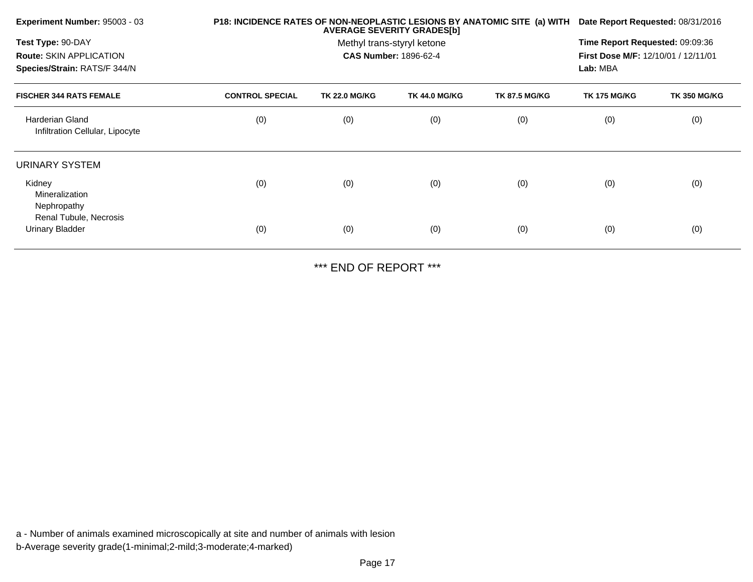**Experiment Number:** 95003 - 03
**Test Type:** 90-DAY
**Route:** SKIN APPLICATION
**Species/Strain:** RATS/F 344/N

**P18: INCIDENCE RATES OF NON-NEOPLASTIC LESIONS BY ANATOMIC SITE (a) WITH AVERAGE SEVERITY GRADES[b]**
Methyl trans-styryl ketone
**CAS Number:** 1896-62-4

**Date Report Requested:** 08/31/2016
**Time Report Requested:** 09:09:36
**First Dose M/F:** 12/10/01 / 12/11/01
**Lab:** MBA

| FISCHER 344 RATS FEMALE | CONTROL SPECIAL | TK 22.0 MG/KG | TK 44.0 MG/KG | TK 87.5 MG/KG | TK 175 MG/KG | TK 350 MG/KG |
|---|---|---|---|---|---|---|
| Harderian Gland | (0) | (0) | (0) | (0) | (0) | (0) |
| Infiltration Cellular, Lipocyte | | | | | | |
| URINARY SYSTEM | | | | | | |
| Kidney | (0) | (0) | (0) | (0) | (0) | (0) |
| Mineralization | | | | | | |
| Nephropathy | | | | | | |
| Renal Tubule, Necrosis | | | | | | |
| Urinary Bladder | (0) | (0) | (0) | (0) | (0) | (0) |

*** END OF REPORT ***

a - Number of animals examined microscopically at site and number of animals with lesion
b-Average severity grade(1-minimal;2-mild;3-moderate;4-marked)